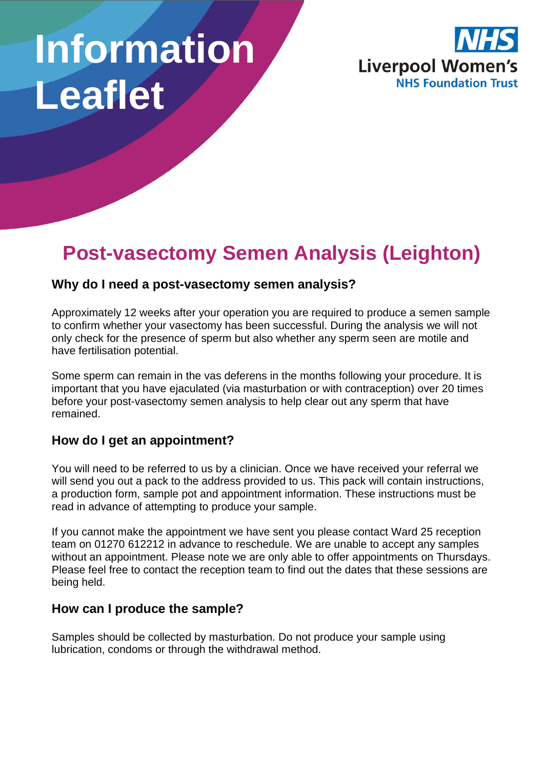# Information Leaflet

NHS
Liverpool Women's
NHS Foundation Trust

## Post-vasectomy Semen Analysis (Leighton)

### Why do I need a post-vasectomy semen analysis?

Approximately 12 weeks after your operation you are required to produce a semen sample to confirm whether your vasectomy has been successful. During the analysis we will not only check for the presence of sperm but also whether any sperm seen are motile and have fertilisation potential.

Some sperm can remain in the vas deferens in the months following your procedure. It is important that you have ejaculated (via masturbation or with contraception) over 20 times before your post-vasectomy semen analysis to help clear out any sperm that have remained.

### How do I get an appointment?

You will need to be referred to us by a clinician. Once we have received your referral we will send you out a pack to the address provided to us. This pack will contain instructions, a production form, sample pot and appointment information. These instructions must be read in advance of attempting to produce your sample.

If you cannot make the appointment we have sent you please contact Ward 25 reception team on 01270 612212 in advance to reschedule. We are unable to accept any samples without an appointment. Please note we are only able to offer appointments on Thursdays. Please feel free to contact the reception team to find out the dates that these sessions are being held.

### How can I produce the sample?

Samples should be collected by masturbation. Do not produce your sample using lubrication, condoms or through the withdrawal method.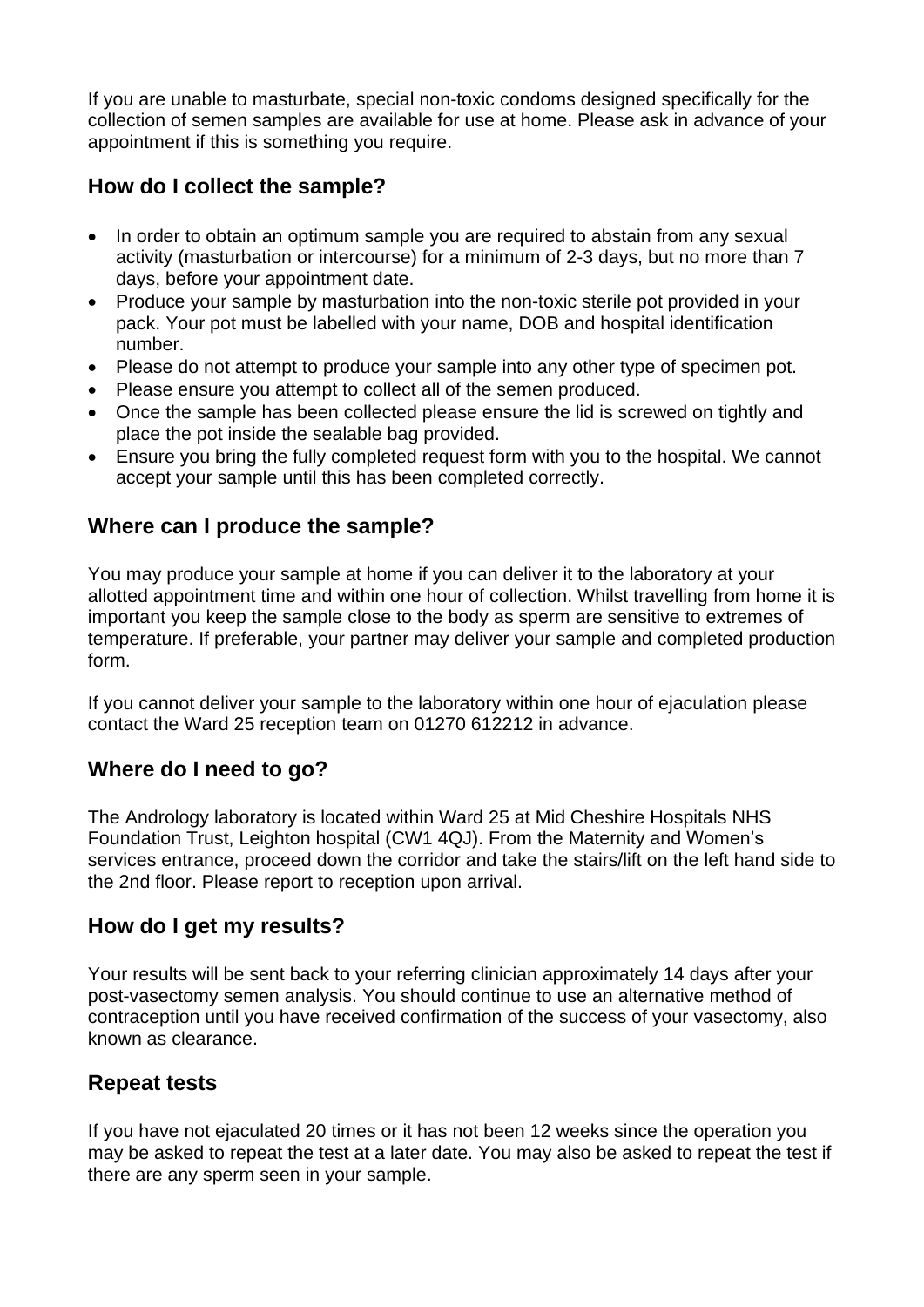If you are unable to masturbate, special non-toxic condoms designed specifically for the collection of semen samples are available for use at home. Please ask in advance of your appointment if this is something you require.

## How do I collect the sample?

- In order to obtain an optimum sample you are required to abstain from any sexual activity (masturbation or intercourse) for a minimum of 2-3 days, but no more than 7 days, before your appointment date.
- Produce your sample by masturbation into the non-toxic sterile pot provided in your pack. Your pot must be labelled with your name, DOB and hospital identification number.
- Please do not attempt to produce your sample into any other type of specimen pot.
- Please ensure you attempt to collect all of the semen produced.
- Once the sample has been collected please ensure the lid is screwed on tightly and place the pot inside the sealable bag provided.
- Ensure you bring the fully completed request form with you to the hospital. We cannot accept your sample until this has been completed correctly.

## Where can I produce the sample?

You may produce your sample at home if you can deliver it to the laboratory at your allotted appointment time and within one hour of collection. Whilst travelling from home it is important you keep the sample close to the body as sperm are sensitive to extremes of temperature. If preferable, your partner may deliver your sample and completed production form.

If you cannot deliver your sample to the laboratory within one hour of ejaculation please contact the Ward 25 reception team on 01270 612212 in advance.

## Where do I need to go?

The Andrology laboratory is located within Ward 25 at Mid Cheshire Hospitals NHS Foundation Trust, Leighton hospital (CW1 4QJ). From the Maternity and Women's services entrance, proceed down the corridor and take the stairs/lift on the left hand side to the 2nd floor. Please report to reception upon arrival.

## How do I get my results?

Your results will be sent back to your referring clinician approximately 14 days after your post-vasectomy semen analysis. You should continue to use an alternative method of contraception until you have received confirmation of the success of your vasectomy, also known as clearance.

## Repeat tests

If you have not ejaculated 20 times or it has not been 12 weeks since the operation you may be asked to repeat the test at a later date. You may also be asked to repeat the test if there are any sperm seen in your sample.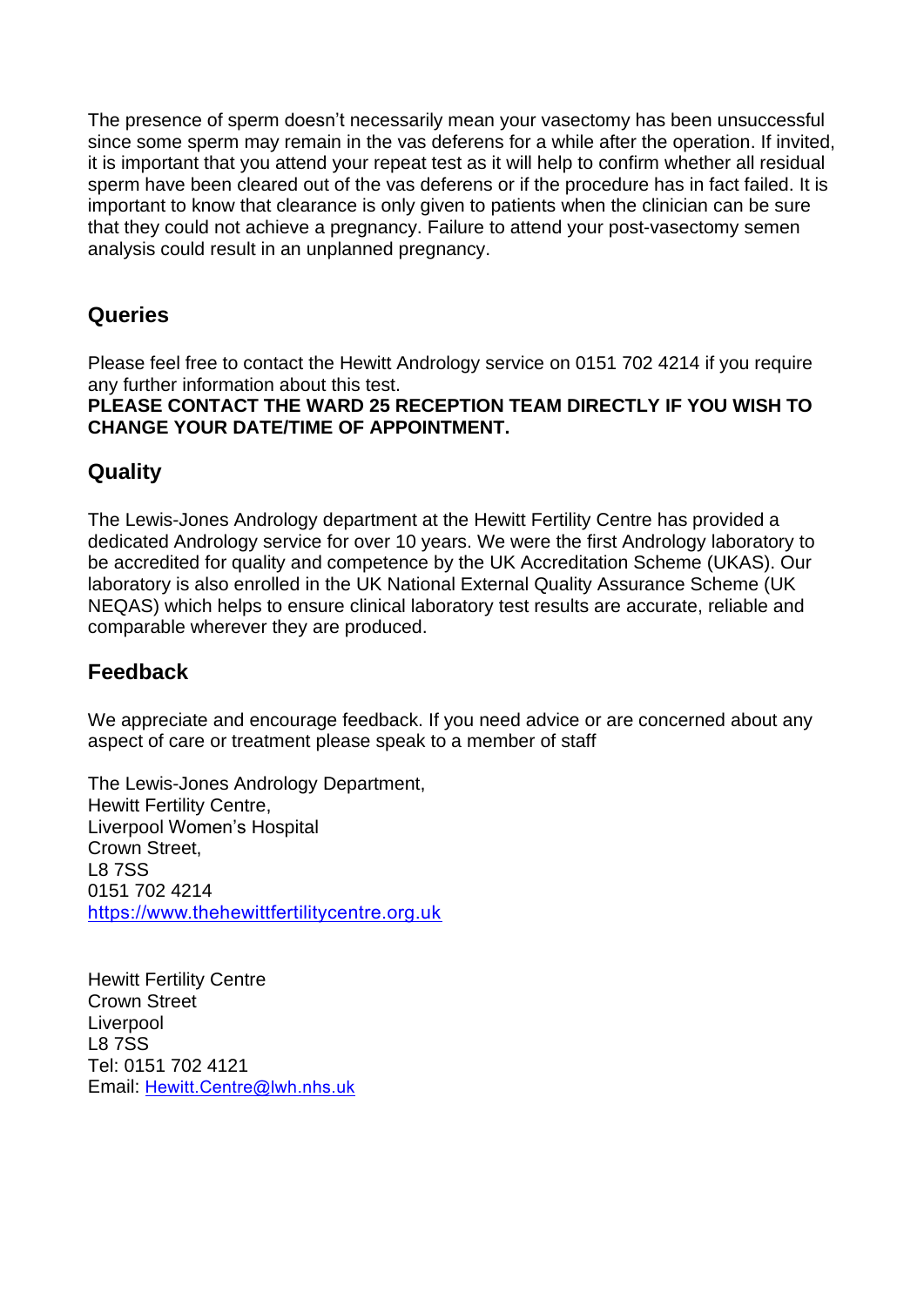The presence of sperm doesn't necessarily mean your vasectomy has been unsuccessful since some sperm may remain in the vas deferens for a while after the operation. If invited, it is important that you attend your repeat test as it will help to confirm whether all residual sperm have been cleared out of the vas deferens or if the procedure has in fact failed. It is important to know that clearance is only given to patients when the clinician can be sure that they could not achieve a pregnancy. Failure to attend your post-vasectomy semen analysis could result in an unplanned pregnancy.

## Queries

Please feel free to contact the Hewitt Andrology service on 0151 702 4214 if you require any further information about this test.
**PLEASE CONTACT THE WARD 25 RECEPTION TEAM DIRECTLY IF YOU WISH TO CHANGE YOUR DATE/TIME OF APPOINTMENT.**

## Quality

The Lewis-Jones Andrology department at the Hewitt Fertility Centre has provided a dedicated Andrology service for over 10 years. We were the first Andrology laboratory to be accredited for quality and competence by the UK Accreditation Scheme (UKAS). Our laboratory is also enrolled in the UK National External Quality Assurance Scheme (UK NEQAS) which helps to ensure clinical laboratory test results are accurate, reliable and comparable wherever they are produced.

## Feedback

We appreciate and encourage feedback. If you need advice or are concerned about any aspect of care or treatment please speak to a member of staff

The Lewis-Jones Andrology Department,
Hewitt Fertility Centre,
Liverpool Women's Hospital
Crown Street,
L8 7SS
0151 702 4214
https://www.thehewittfertilitycentre.org.uk

Hewitt Fertility Centre
Crown Street
Liverpool
L8 7SS
Tel: 0151 702 4121
Email: Hewitt.Centre@lwh.nhs.uk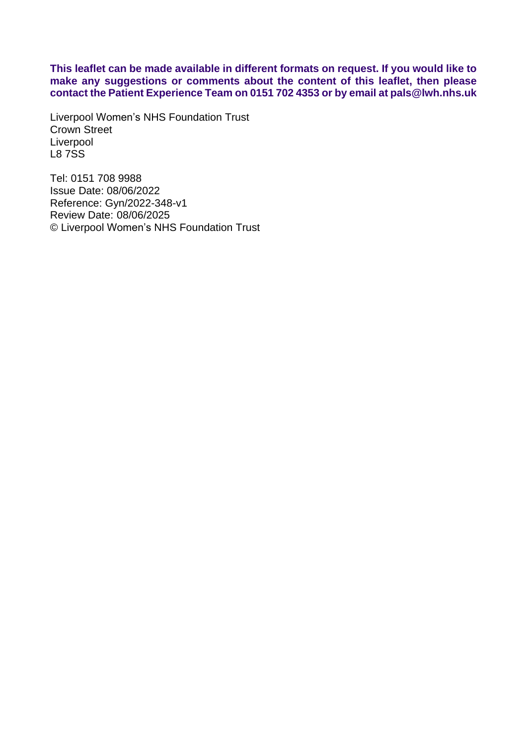**This leaflet can be made available in different formats on request. If you would like to make any suggestions or comments about the content of this leaflet, then please contact the Patient Experience Team on 0151 702 4353 or by email at pals@lwh.nhs.uk**

Liverpool Women's NHS Foundation Trust
Crown Street
Liverpool
L8 7SS

Tel: 0151 708 9988
Issue Date: 08/06/2022
Reference: Gyn/2022-348-v1
Review Date: 08/06/2025
© Liverpool Women's NHS Foundation Trust